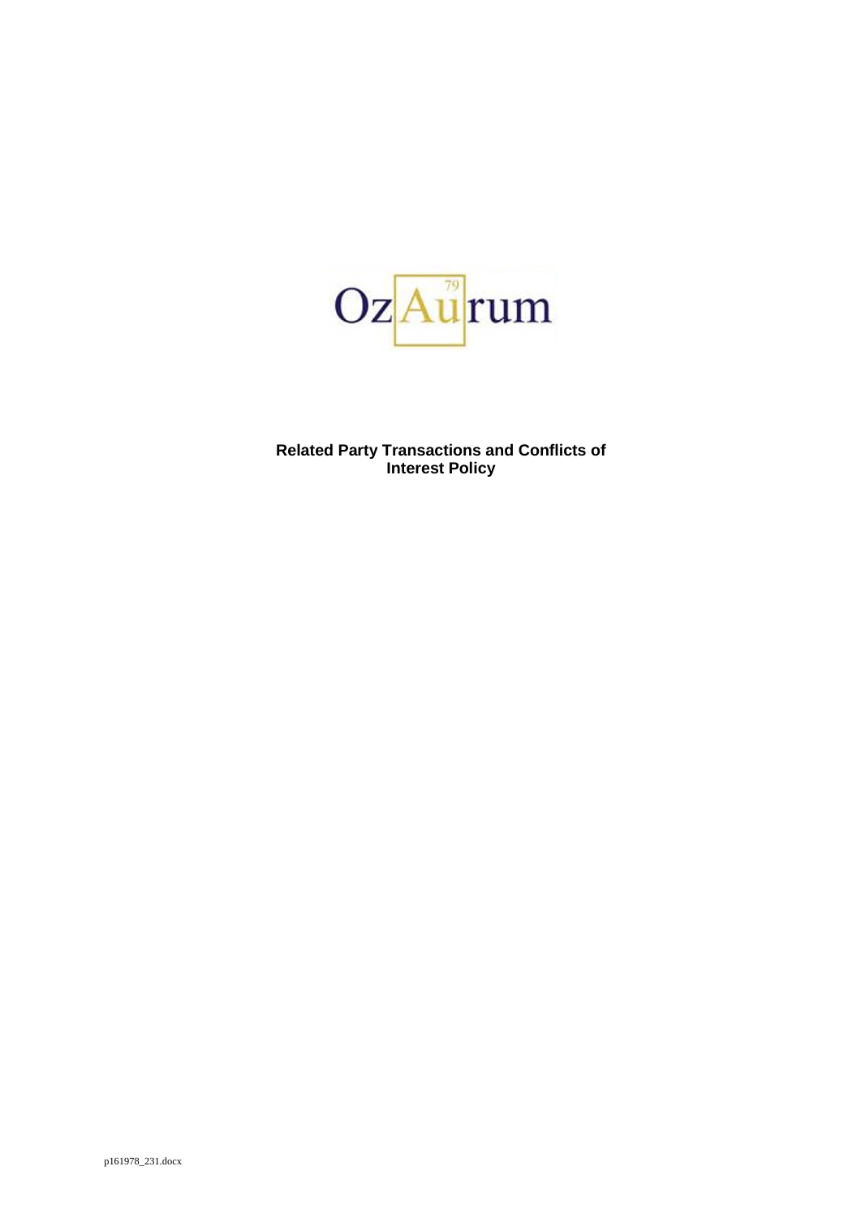OzAurum

**Related Party Transactions and Conflicts of Interest Policy**

p161978_231.docx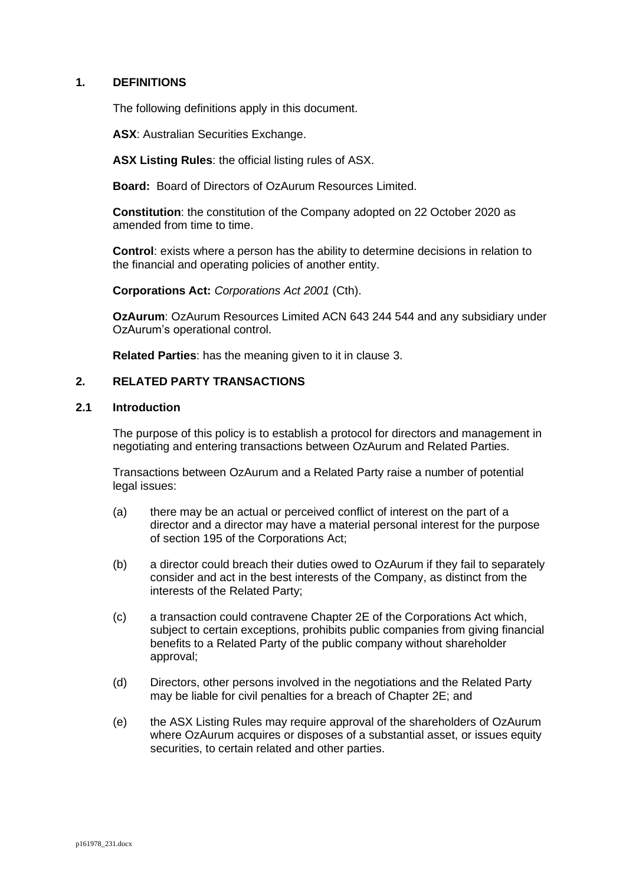## 1. DEFINITIONS

The following definitions apply in this document.

**ASX**: Australian Securities Exchange.

**ASX Listing Rules**: the official listing rules of ASX.

**Board:** Board of Directors of OzAurum Resources Limited.

**Constitution**: the constitution of the Company adopted on 22 October 2020 as amended from time to time.

**Control**: exists where a person has the ability to determine decisions in relation to the financial and operating policies of another entity.

**Corporations Act:** *Corporations Act 2001* (Cth).

**OzAurum**: OzAurum Resources Limited ACN 643 244 544 and any subsidiary under OzAurum's operational control.

**Related Parties**: has the meaning given to it in clause 3.

## 2. RELATED PARTY TRANSACTIONS

### 2.1 Introduction

The purpose of this policy is to establish a protocol for directors and management in negotiating and entering transactions between OzAurum and Related Parties.

Transactions between OzAurum and a Related Party raise a number of potential legal issues:

(a) there may be an actual or perceived conflict of interest on the part of a director and a director may have a material personal interest for the purpose of section 195 of the Corporations Act;

(b) a director could breach their duties owed to OzAurum if they fail to separately consider and act in the best interests of the Company, as distinct from the interests of the Related Party;

(c) a transaction could contravene Chapter 2E of the Corporations Act which, subject to certain exceptions, prohibits public companies from giving financial benefits to a Related Party of the public company without shareholder approval;

(d) Directors, other persons involved in the negotiations and the Related Party may be liable for civil penalties for a breach of Chapter 2E; and

(e) the ASX Listing Rules may require approval of the shareholders of OzAurum where OzAurum acquires or disposes of a substantial asset, or issues equity securities, to certain related and other parties.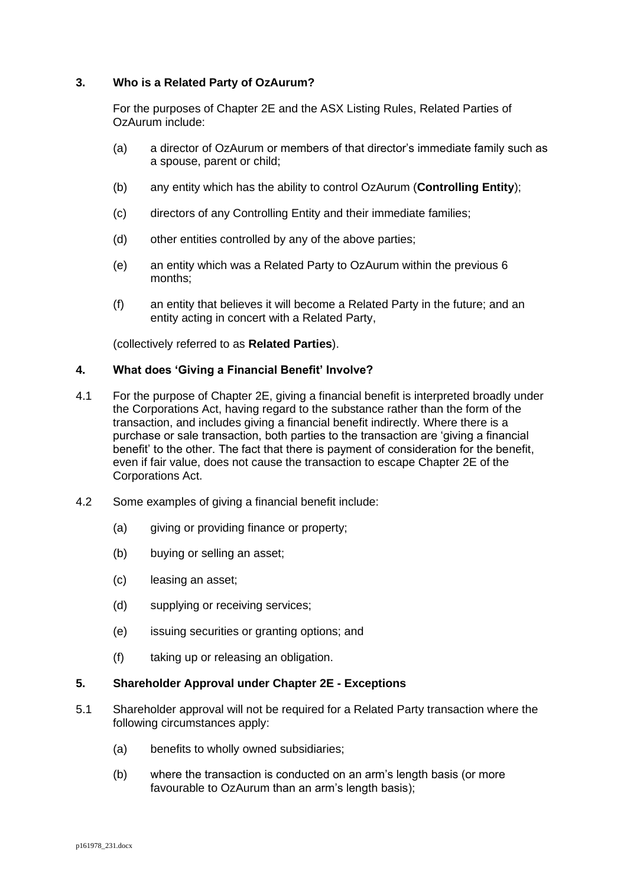## 3. Who is a Related Party of OzAurum?

For the purposes of Chapter 2E and the ASX Listing Rules, Related Parties of OzAurum include:

(a) a director of OzAurum or members of that director's immediate family such as a spouse, parent or child;

(b) any entity which has the ability to control OzAurum (**Controlling Entity**);

(c) directors of any Controlling Entity and their immediate families;

(d) other entities controlled by any of the above parties;

(e) an entity which was a Related Party to OzAurum within the previous 6 months;

(f) an entity that believes it will become a Related Party in the future; and an entity acting in concert with a Related Party,

(collectively referred to as **Related Parties**).

## 4. What does 'Giving a Financial Benefit' Involve?

4.1 For the purpose of Chapter 2E, giving a financial benefit is interpreted broadly under the Corporations Act, having regard to the substance rather than the form of the transaction, and includes giving a financial benefit indirectly. Where there is a purchase or sale transaction, both parties to the transaction are 'giving a financial benefit' to the other. The fact that there is payment of consideration for the benefit, even if fair value, does not cause the transaction to escape Chapter 2E of the Corporations Act.

4.2 Some examples of giving a financial benefit include:

(a) giving or providing finance or property;

(b) buying or selling an asset;

(c) leasing an asset;

(d) supplying or receiving services;

(e) issuing securities or granting options; and

(f) taking up or releasing an obligation.

## 5. Shareholder Approval under Chapter 2E - Exceptions

5.1 Shareholder approval will not be required for a Related Party transaction where the following circumstances apply:

(a) benefits to wholly owned subsidiaries;

(b) where the transaction is conducted on an arm's length basis (or more favourable to OzAurum than an arm's length basis);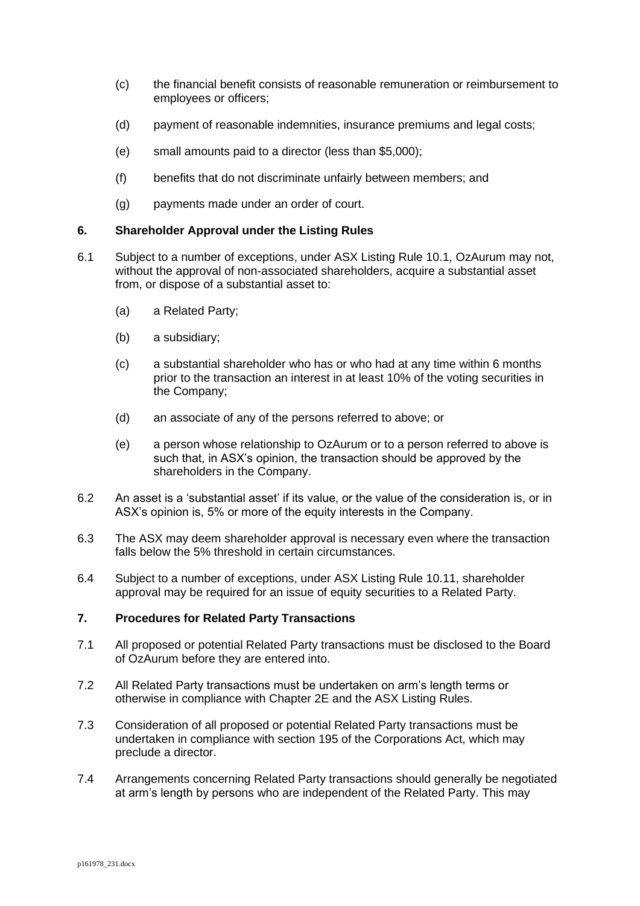(c) the financial benefit consists of reasonable remuneration or reimbursement to employees or officers;

(d) payment of reasonable indemnities, insurance premiums and legal costs;

(e) small amounts paid to a director (less than $5,000);

(f) benefits that do not discriminate unfairly between members; and

(g) payments made under an order of court.

## 6. Shareholder Approval under the Listing Rules

6.1 Subject to a number of exceptions, under ASX Listing Rule 10.1, OzAurum may not, without the approval of non-associated shareholders, acquire a substantial asset from, or dispose of a substantial asset to:

(a) a Related Party;

(b) a subsidiary;

(c) a substantial shareholder who has or who had at any time within 6 months prior to the transaction an interest in at least 10% of the voting securities in the Company;

(d) an associate of any of the persons referred to above; or

(e) a person whose relationship to OzAurum or to a person referred to above is such that, in ASX's opinion, the transaction should be approved by the shareholders in the Company.

6.2 An asset is a 'substantial asset' if its value, or the value of the consideration is, or in ASX's opinion is, 5% or more of the equity interests in the Company.

6.3 The ASX may deem shareholder approval is necessary even where the transaction falls below the 5% threshold in certain circumstances.

6.4 Subject to a number of exceptions, under ASX Listing Rule 10.11, shareholder approval may be required for an issue of equity securities to a Related Party.

## 7. Procedures for Related Party Transactions

7.1 All proposed or potential Related Party transactions must be disclosed to the Board of OzAurum before they are entered into.

7.2 All Related Party transactions must be undertaken on arm's length terms or otherwise in compliance with Chapter 2E and the ASX Listing Rules.

7.3 Consideration of all proposed or potential Related Party transactions must be undertaken in compliance with section 195 of the Corporations Act, which may preclude a director.

7.4 Arrangements concerning Related Party transactions should generally be negotiated at arm's length by persons who are independent of the Related Party. This may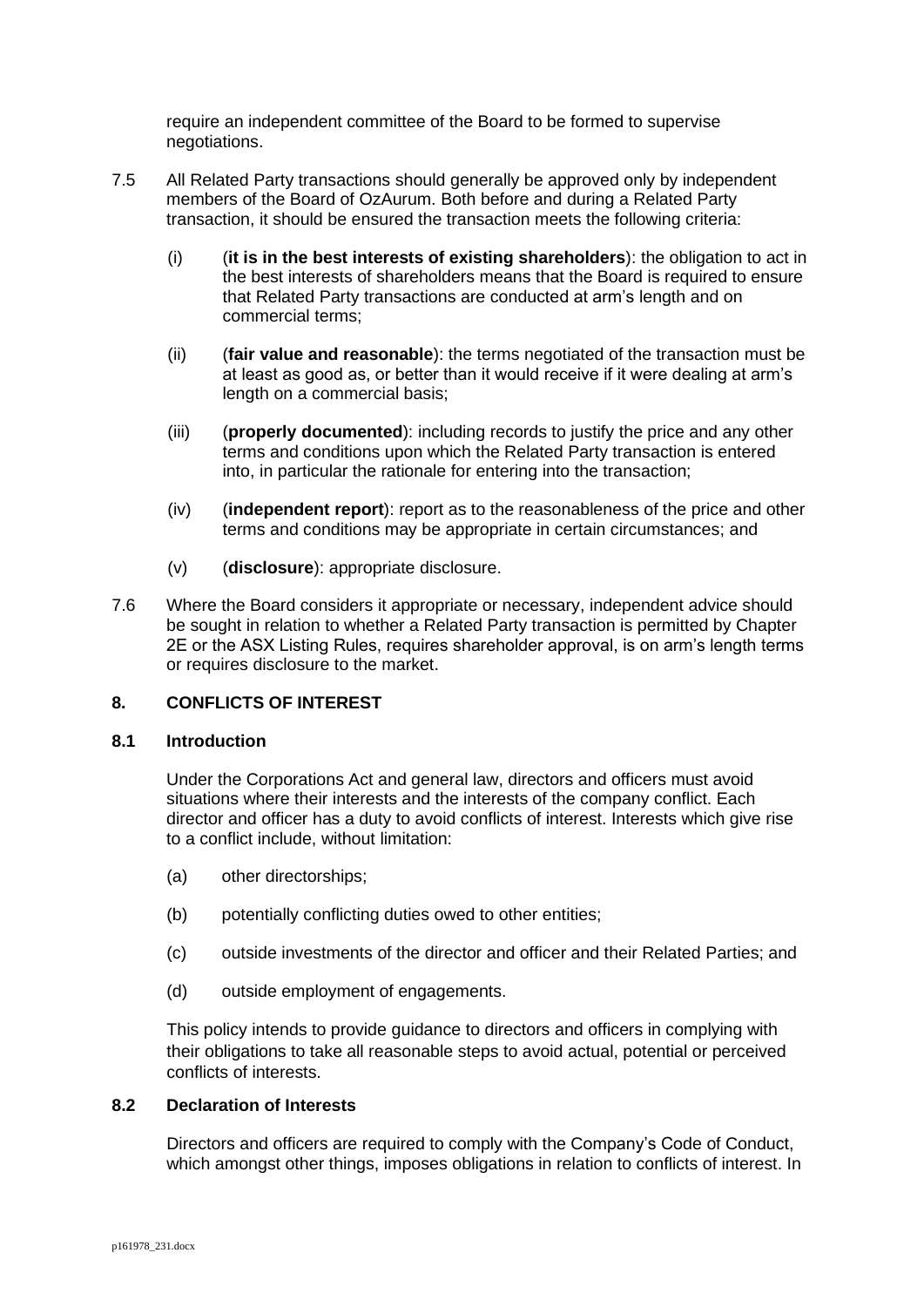require an independent committee of the Board to be formed to supervise negotiations.

7.5 All Related Party transactions should generally be approved only by independent members of the Board of OzAurum. Both before and during a Related Party transaction, it should be ensured the transaction meets the following criteria:

(i) (**it is in the best interests of existing shareholders**): the obligation to act in the best interests of shareholders means that the Board is required to ensure that Related Party transactions are conducted at arm's length and on commercial terms;

(ii) (**fair value and reasonable**): the terms negotiated of the transaction must be at least as good as, or better than it would receive if it were dealing at arm's length on a commercial basis;

(iii) (**properly documented**): including records to justify the price and any other terms and conditions upon which the Related Party transaction is entered into, in particular the rationale for entering into the transaction;

(iv) (**independent report**): report as to the reasonableness of the price and other terms and conditions may be appropriate in certain circumstances; and

(v) (**disclosure**): appropriate disclosure.

7.6 Where the Board considers it appropriate or necessary, independent advice should be sought in relation to whether a Related Party transaction is permitted by Chapter 2E or the ASX Listing Rules, requires shareholder approval, is on arm's length terms or requires disclosure to the market.

## 8. CONFLICTS OF INTEREST

### 8.1 Introduction

Under the Corporations Act and general law, directors and officers must avoid situations where their interests and the interests of the company conflict. Each director and officer has a duty to avoid conflicts of interest. Interests which give rise to a conflict include, without limitation:

(a) other directorships;

(b) potentially conflicting duties owed to other entities;

(c) outside investments of the director and officer and their Related Parties; and

(d) outside employment of engagements.

This policy intends to provide guidance to directors and officers in complying with their obligations to take all reasonable steps to avoid actual, potential or perceived conflicts of interests.

### 8.2 Declaration of Interests

Directors and officers are required to comply with the Company's Code of Conduct, which amongst other things, imposes obligations in relation to conflicts of interest. In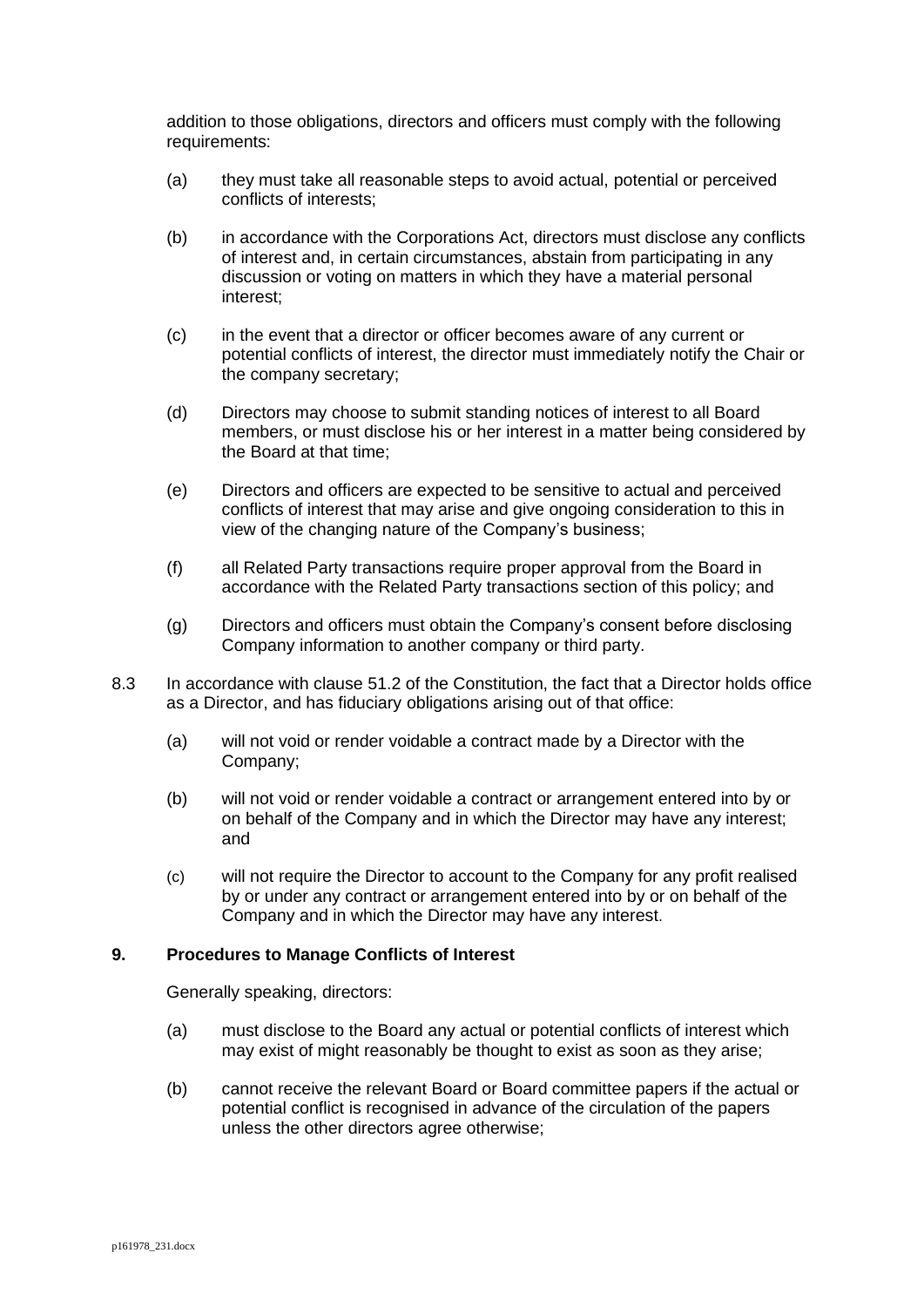addition to those obligations, directors and officers must comply with the following requirements:

(a) they must take all reasonable steps to avoid actual, potential or perceived conflicts of interests;

(b) in accordance with the Corporations Act, directors must disclose any conflicts of interest and, in certain circumstances, abstain from participating in any discussion or voting on matters in which they have a material personal interest;

(c) in the event that a director or officer becomes aware of any current or potential conflicts of interest, the director must immediately notify the Chair or the company secretary;

(d) Directors may choose to submit standing notices of interest to all Board members, or must disclose his or her interest in a matter being considered by the Board at that time;

(e) Directors and officers are expected to be sensitive to actual and perceived conflicts of interest that may arise and give ongoing consideration to this in view of the changing nature of the Company's business;

(f) all Related Party transactions require proper approval from the Board in accordance with the Related Party transactions section of this policy; and

(g) Directors and officers must obtain the Company's consent before disclosing Company information to another company or third party.

8.3 In accordance with clause 51.2 of the Constitution, the fact that a Director holds office as a Director, and has fiduciary obligations arising out of that office:

(a) will not void or render voidable a contract made by a Director with the Company;

(b) will not void or render voidable a contract or arrangement entered into by or on behalf of the Company and in which the Director may have any interest; and

(c) will not require the Director to account to the Company for any profit realised by or under any contract or arrangement entered into by or on behalf of the Company and in which the Director may have any interest.

**9. Procedures to Manage Conflicts of Interest**

Generally speaking, directors:

(a) must disclose to the Board any actual or potential conflicts of interest which may exist of might reasonably be thought to exist as soon as they arise;

(b) cannot receive the relevant Board or Board committee papers if the actual or potential conflict is recognised in advance of the circulation of the papers unless the other directors agree otherwise;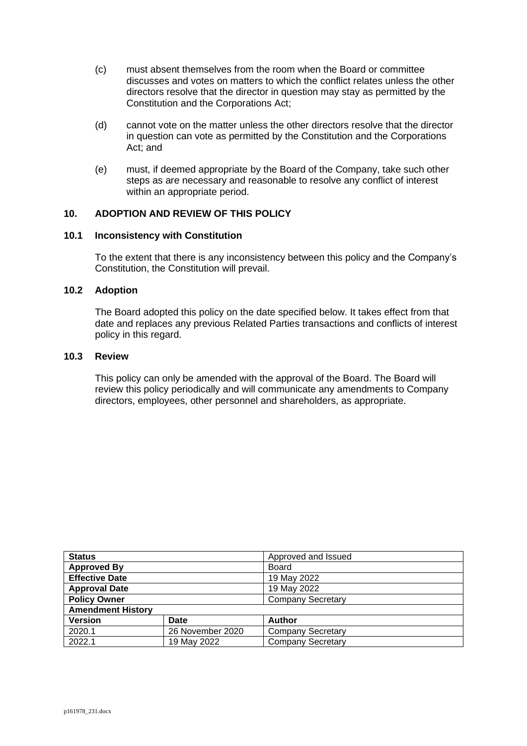(c) must absent themselves from the room when the Board or committee discusses and votes on matters to which the conflict relates unless the other directors resolve that the director in question may stay as permitted by the Constitution and the Corporations Act;

(d) cannot vote on the matter unless the other directors resolve that the director in question can vote as permitted by the Constitution and the Corporations Act; and

(e) must, if deemed appropriate by the Board of the Company, take such other steps as are necessary and reasonable to resolve any conflict of interest within an appropriate period.

## 10. ADOPTION AND REVIEW OF THIS POLICY

### 10.1 Inconsistency with Constitution

To the extent that there is any inconsistency between this policy and the Company's Constitution, the Constitution will prevail.

### 10.2 Adoption

The Board adopted this policy on the date specified below. It takes effect from that date and replaces any previous Related Parties transactions and conflicts of interest policy in this regard.

### 10.3 Review

This policy can only be amended with the approval of the Board. The Board will review this policy periodically and will communicate any amendments to Company directors, employees, other personnel and shareholders, as appropriate.

| | | |
|---|---|---|
| **Status** | | Approved and Issued |
| **Approved By** | | Board |
| **Effective Date** | | 19 May 2022 |
| **Approval Date** | | 19 May 2022 |
| **Policy Owner** | | Company Secretary |
| **Amendment History** | | |
| **Version** | **Date** | **Author** |
| 2020.1 | 26 November 2020 | Company Secretary |
| 2022.1 | 19 May 2022 | Company Secretary |

p161978_231.docx